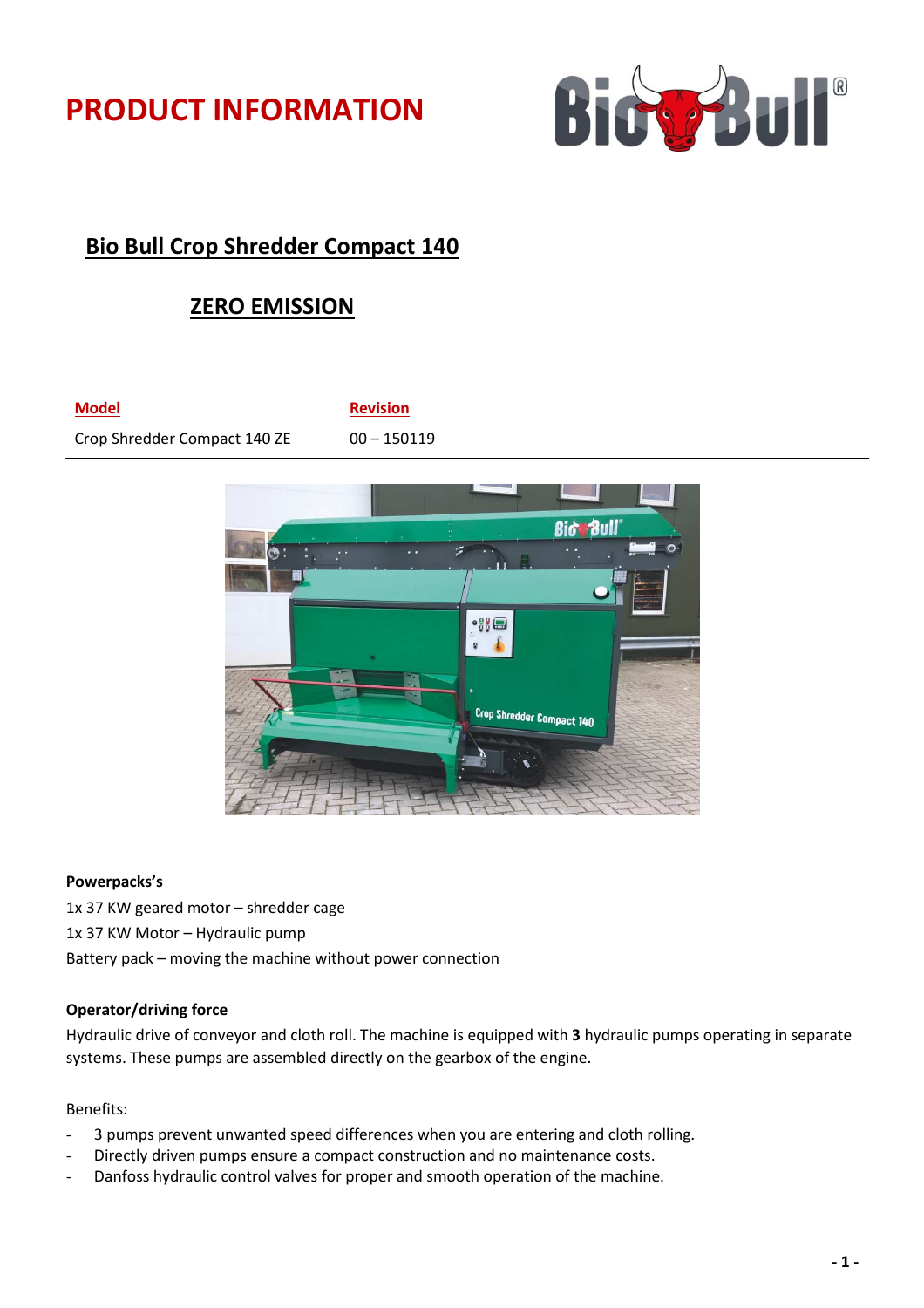# PRODUCT INFORMATION

## Bio Bull Crop Shredder Compact 140

## ZERO EMISSION

| Model | Revision |
| --- | --- |
| Crop Shredder Compact 140 ZE | 00 – 150119 |

**Powerpacks's**

1x 37 KW geared motor – shredder cage

1x 37 KW Motor – Hydraulic pump

Battery pack – moving the machine without power connection

**Operator/driving force**

Hydraulic drive of conveyor and cloth roll. The machine is equipped with **3** hydraulic pumps operating in separate systems. These pumps are assembled directly on the gearbox of the engine.

Benefits:

- 3 pumps prevent unwanted speed differences when you are entering and cloth rolling.
- Directly driven pumps ensure a compact construction and no maintenance costs.
- Danfoss hydraulic control valves for proper and smooth operation of the machine.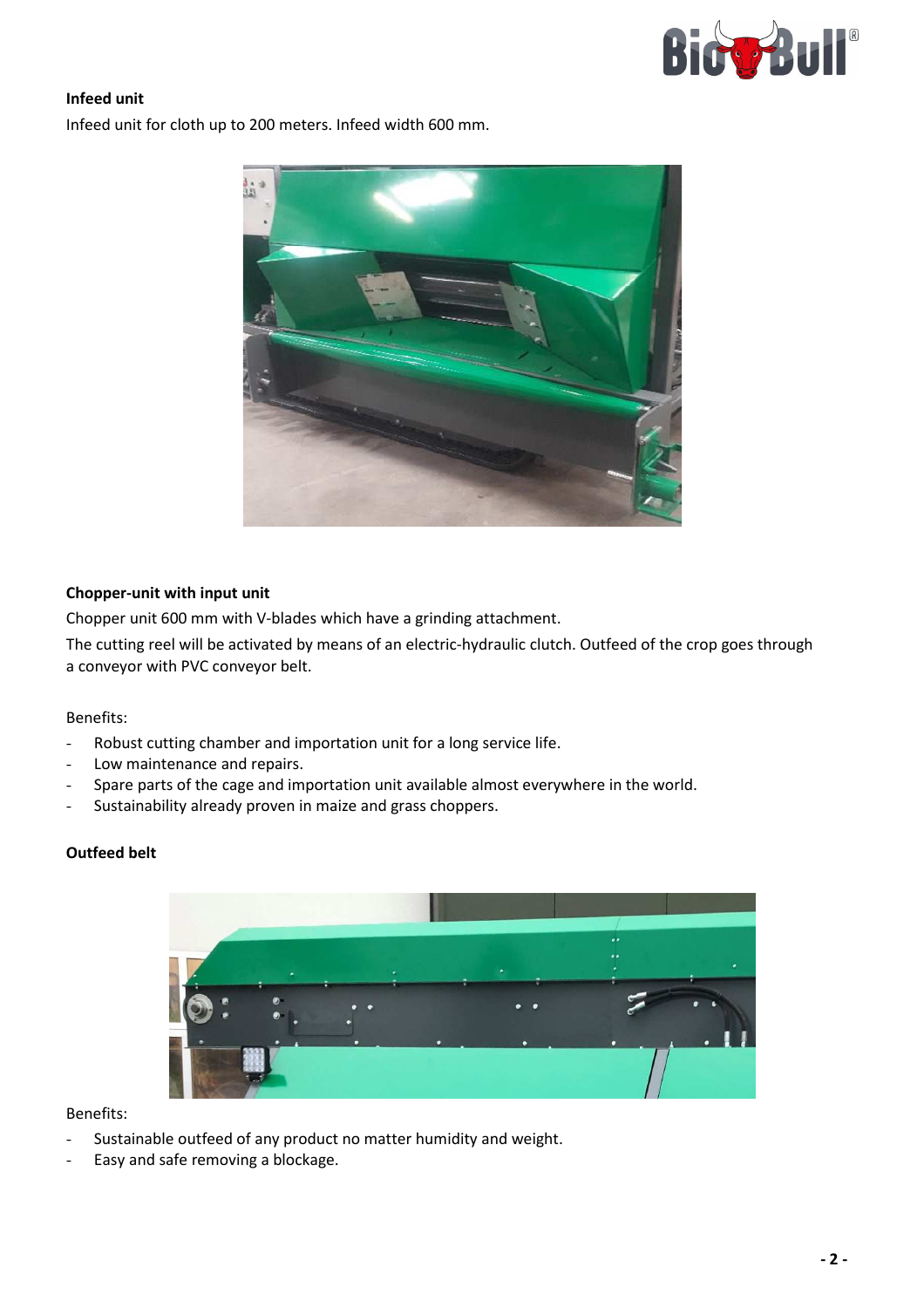**Infeed unit**

Infeed unit for cloth up to 200 meters. Infeed width 600 mm.

**Chopper-unit with input unit**

Chopper unit 600 mm with V-blades which have a grinding attachment.

The cutting reel will be activated by means of an electric-hydraulic clutch. Outfeed of the crop goes through a conveyor with PVC conveyor belt.

Benefits:

- Robust cutting chamber and importation unit for a long service life.
- Low maintenance and repairs.
- Spare parts of the cage and importation unit available almost everywhere in the world.
- Sustainability already proven in maize and grass choppers.

**Outfeed belt**

Benefits:

- Sustainable outfeed of any product no matter humidity and weight.
- Easy and safe removing a blockage.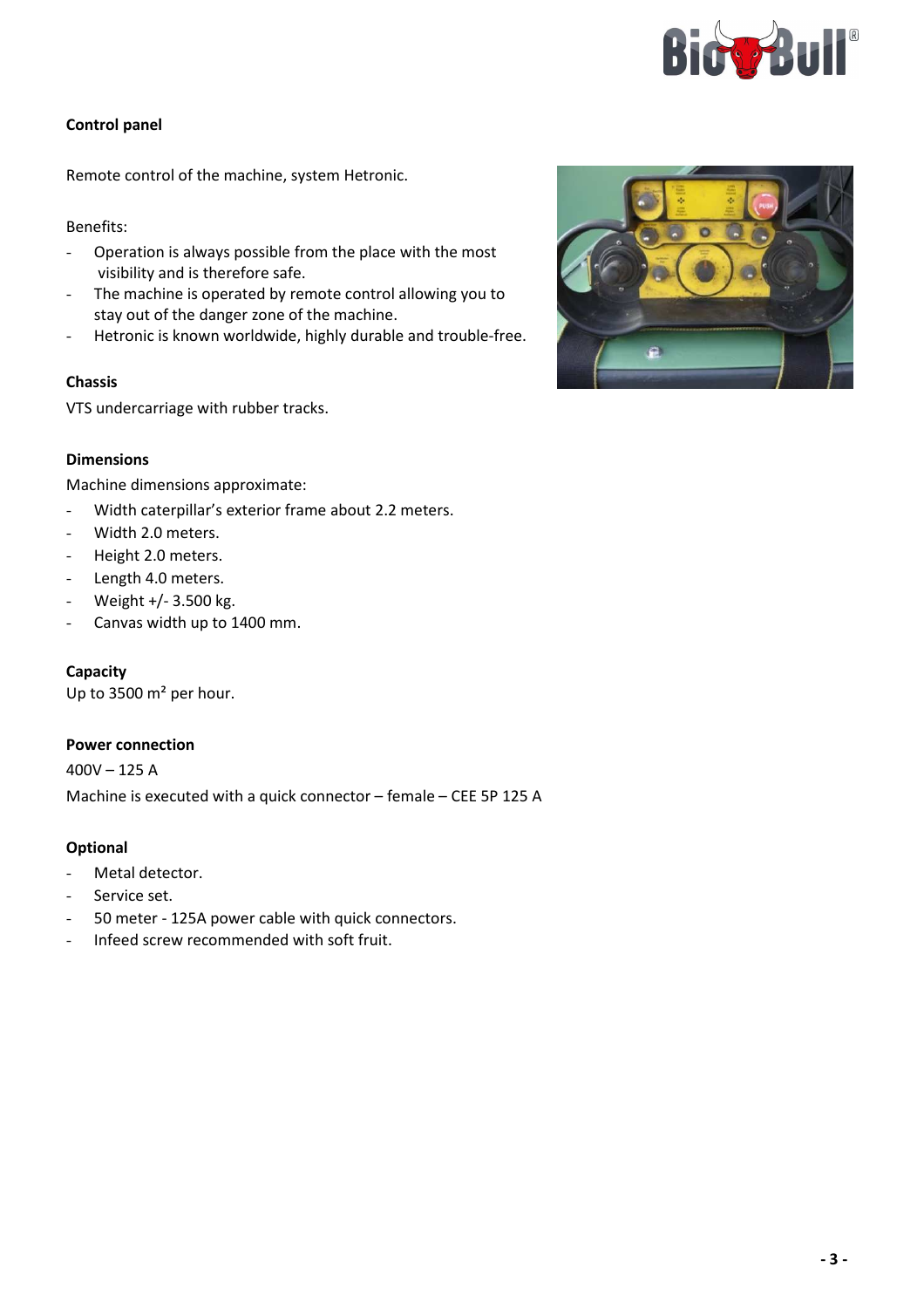**Control panel**

Remote control of the machine, system Hetronic.

Benefits:

- Operation is always possible from the place with the most visibility and is therefore safe.
- The machine is operated by remote control allowing you to stay out of the danger zone of the machine.
- Hetronic is known worldwide, highly durable and trouble-free.

**Chassis**

VTS undercarriage with rubber tracks.

**Dimensions**

Machine dimensions approximate:

- Width caterpillar's exterior frame about 2.2 meters.
- Width 2.0 meters.
- Height 2.0 meters.
- Length 4.0 meters.
- Weight +/- 3.500 kg.
- Canvas width up to 1400 mm.

**Capacity**

Up to 3500 m² per hour.

**Power connection**

400V – 125 A

Machine is executed with a quick connector – female – CEE 5P 125 A

**Optional**

- Metal detector.
- Service set.
- 50 meter - 125A power cable with quick connectors.
- Infeed screw recommended with soft fruit.